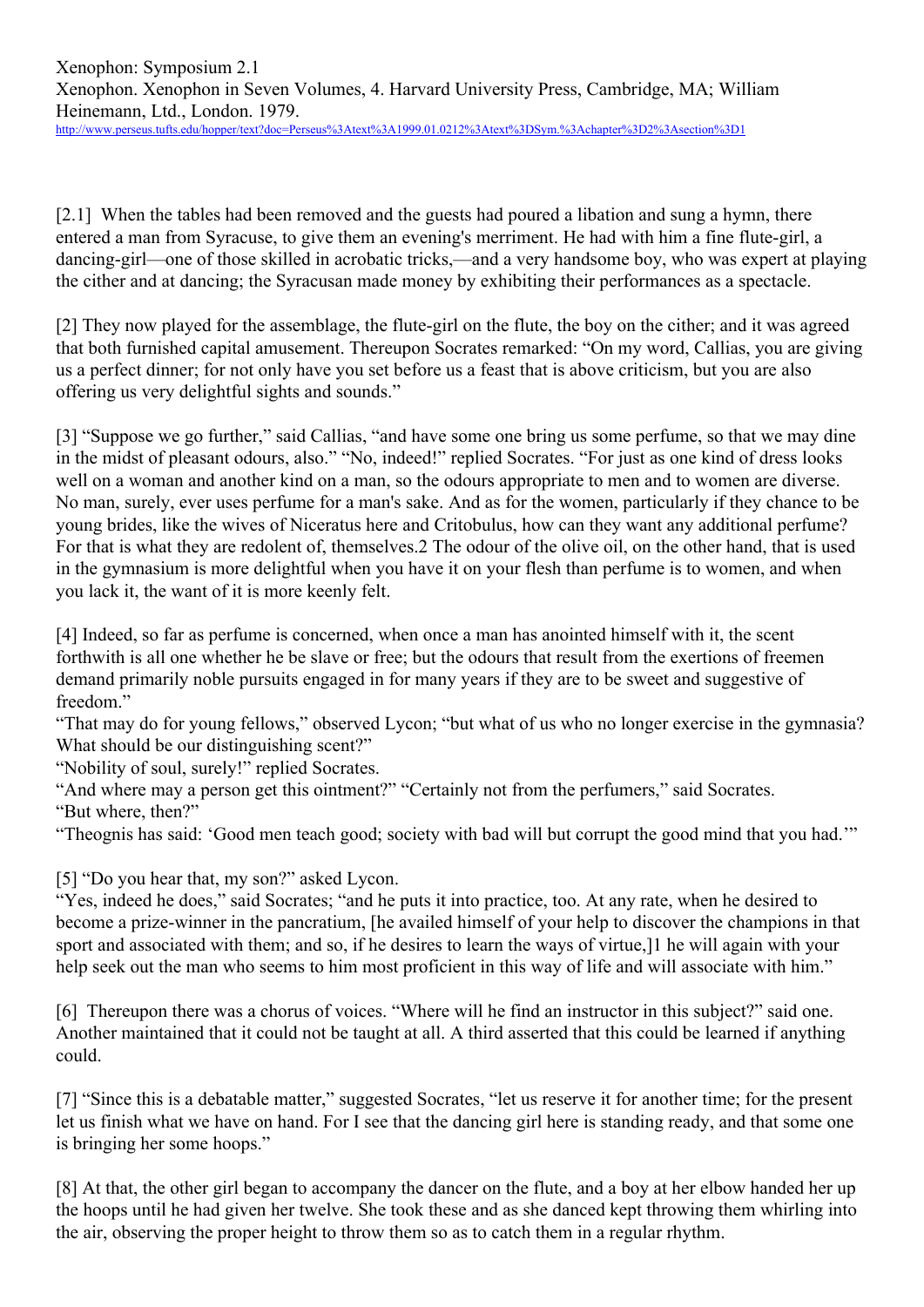Xenophon: Symposium 2.1
Xenophon. Xenophon in Seven Volumes, 4. Harvard University Press, Cambridge, MA; William Heinemann, Ltd., London. 1979.
http://www.perseus.tufts.edu/hopper/text?doc=Perseus%3Atext%3A1999.01.0212%3Atext%3DSym.%3Achapter%3D2%3Asection%3D1

[2.1] When the tables had been removed and the guests had poured a libation and sung a hymn, there entered a man from Syracuse, to give them an evening's merriment. He had with him a fine flute-girl, a dancing-girl—one of those skilled in acrobatic tricks,—and a very handsome boy, who was expert at playing the cither and at dancing; the Syracusan made money by exhibiting their performances as a spectacle.

[2] They now played for the assemblage, the flute-girl on the flute, the boy on the cither; and it was agreed that both furnished capital amusement. Thereupon Socrates remarked: "On my word, Callias, you are giving us a perfect dinner; for not only have you set before us a feast that is above criticism, but you are also offering us very delightful sights and sounds."

[3] "Suppose we go further," said Callias, "and have some one bring us some perfume, so that we may dine in the midst of pleasant odours, also." "No, indeed!" replied Socrates. "For just as one kind of dress looks well on a woman and another kind on a man, so the odours appropriate to men and to women are diverse. No man, surely, ever uses perfume for a man's sake. And as for the women, particularly if they chance to be young brides, like the wives of Niceratus here and Critobulus, how can they want any additional perfume? For that is what they are redolent of, themselves.2 The odour of the olive oil, on the other hand, that is used in the gymnasium is more delightful when you have it on your flesh than perfume is to women, and when you lack it, the want of it is more keenly felt.

[4] Indeed, so far as perfume is concerned, when once a man has anointed himself with it, the scent forthwith is all one whether he be slave or free; but the odours that result from the exertions of freemen demand primarily noble pursuits engaged in for many years if they are to be sweet and suggestive of freedom."
"That may do for young fellows," observed Lycon; "but what of us who no longer exercise in the gymnasia? What should be our distinguishing scent?"
"Nobility of soul, surely!" replied Socrates.
"And where may a person get this ointment?" "Certainly not from the perfumers," said Socrates.
"But where, then?"
"Theognis has said: 'Good men teach good; society with bad will but corrupt the good mind that you had.'"

[5] "Do you hear that, my son?" asked Lycon.
"Yes, indeed he does," said Socrates; "and he puts it into practice, too. At any rate, when he desired to become a prize-winner in the pancratium, [he availed himself of your help to discover the champions in that sport and associated with them; and so, if he desires to learn the ways of virtue,]1 he will again with your help seek out the man who seems to him most proficient in this way of life and will associate with him."

[6] Thereupon there was a chorus of voices. "Where will he find an instructor in this subject?" said one. Another maintained that it could not be taught at all. A third asserted that this could be learned if anything could.

[7] "Since this is a debatable matter," suggested Socrates, "let us reserve it for another time; for the present let us finish what we have on hand. For I see that the dancing girl here is standing ready, and that some one is bringing her some hoops."

[8] At that, the other girl began to accompany the dancer on the flute, and a boy at her elbow handed her up the hoops until he had given her twelve. She took these and as she danced kept throwing them whirling into the air, observing the proper height to throw them so as to catch them in a regular rhythm.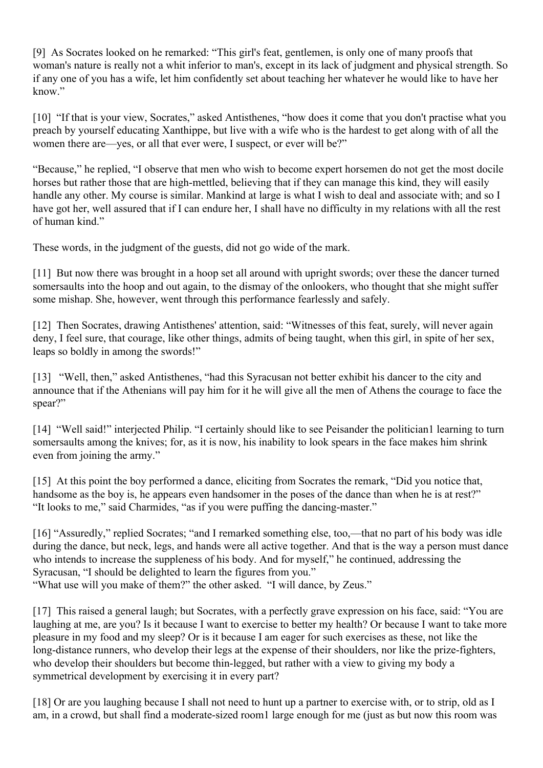[9]  As Socrates looked on he remarked: "This girl's feat, gentlemen, is only one of many proofs that woman's nature is really not a whit inferior to man's, except in its lack of judgment and physical strength. So if any one of you has a wife, let him confidently set about teaching her whatever he would like to have her know."

[10]  "If that is your view, Socrates," asked Antisthenes, "how does it come that you don't practise what you preach by yourself educating Xanthippe, but live with a wife who is the hardest to get along with of all the women there are—yes, or all that ever were, I suspect, or ever will be?"

"Because," he replied, "I observe that men who wish to become expert horsemen do not get the most docile horses but rather those that are high-mettled, believing that if they can manage this kind, they will easily handle any other. My course is similar. Mankind at large is what I wish to deal and associate with; and so I have got her, well assured that if I can endure her, I shall have no difficulty in my relations with all the rest of human kind."

These words, in the judgment of the guests, did not go wide of the mark.

[11]  But now there was brought in a hoop set all around with upright swords; over these the dancer turned somersaults into the hoop and out again, to the dismay of the onlookers, who thought that she might suffer some mishap. She, however, went through this performance fearlessly and safely.

[12]  Then Socrates, drawing Antisthenes' attention, said: "Witnesses of this feat, surely, will never again deny, I feel sure, that courage, like other things, admits of being taught, when this girl, in spite of her sex, leaps so boldly in among the swords!"

[13]  "Well, then," asked Antisthenes, "had this Syracusan not better exhibit his dancer to the city and announce that if the Athenians will pay him for it he will give all the men of Athens the courage to face the spear?"

[14]  "Well said!" interjected Philip. "I certainly should like to see Peisander the politician[1] learning to turn somersaults among the knives; for, as it is now, his inability to look spears in the face makes him shrink even from joining the army."

[15]  At this point the boy performed a dance, eliciting from Socrates the remark, "Did you notice that, handsome as the boy is, he appears even handsomer in the poses of the dance than when he is at rest?"
"It looks to me," said Charmides, "as if you were puffing the dancing-master."

[16] "Assuredly," replied Socrates; "and I remarked something else, too,—that no part of his body was idle during the dance, but neck, legs, and hands were all active together. And that is the way a person must dance who intends to increase the suppleness of his body. And for myself," he continued, addressing the Syracusan, "I should be delighted to learn the figures from you."
"What use will you make of them?" the other asked.  "I will dance, by Zeus."

[17]  This raised a general laugh; but Socrates, with a perfectly grave expression on his face, said: "You are laughing at me, are you? Is it because I want to exercise to better my health? Or because I want to take more pleasure in my food and my sleep? Or is it because I am eager for such exercises as these, not like the long-distance runners, who develop their legs at the expense of their shoulders, nor like the prize-fighters, who develop their shoulders but become thin-legged, but rather with a view to giving my body a symmetrical development by exercising it in every part?

[18] Or are you laughing because I shall not need to hunt up a partner to exercise with, or to strip, old as I am, in a crowd, but shall find a moderate-sized room[1] large enough for me (just as but now this room was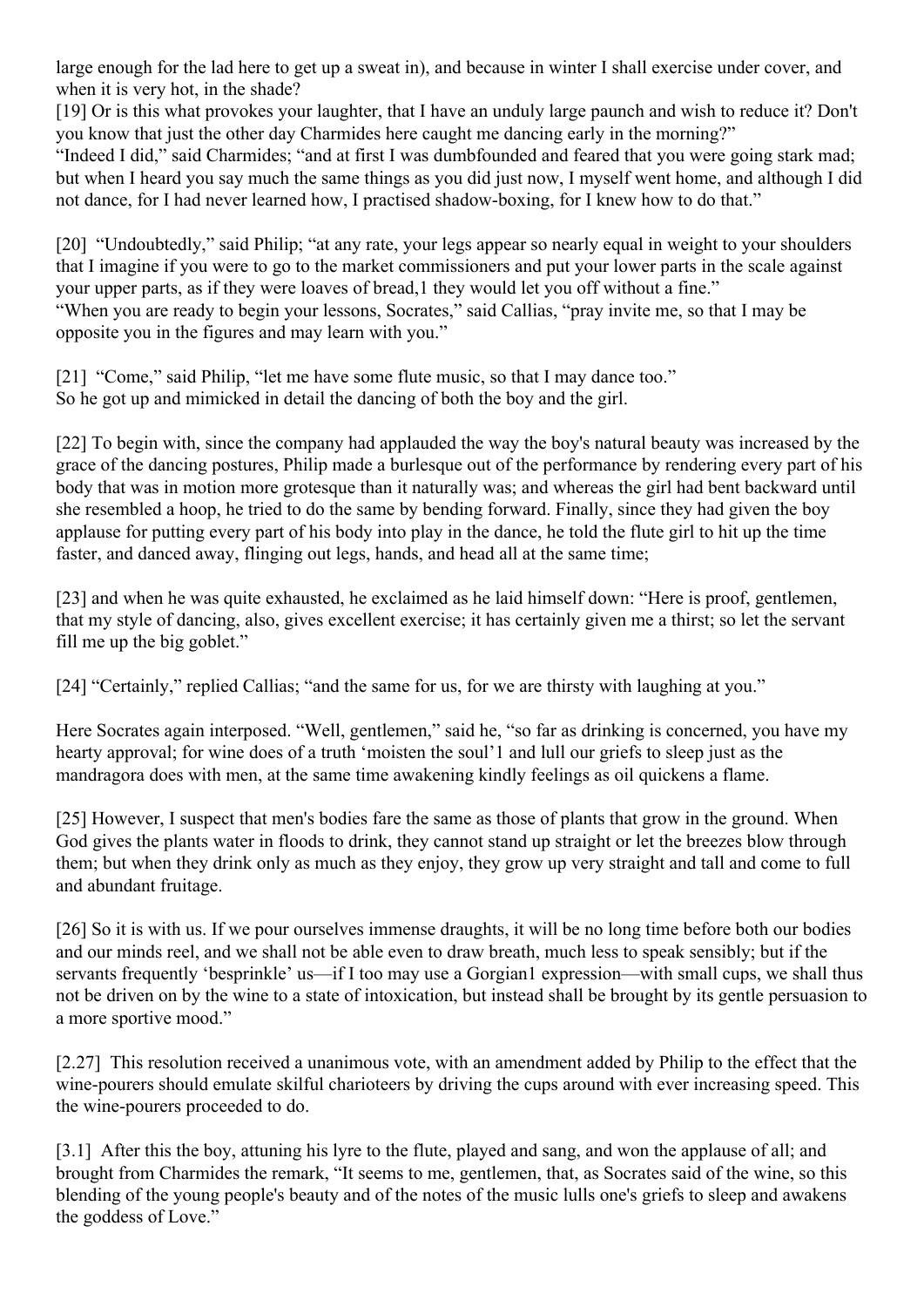large enough for the lad here to get up a sweat in), and because in winter I shall exercise under cover, and when it is very hot, in the shade?

[19] Or is this what provokes your laughter, that I have an unduly large paunch and wish to reduce it? Don't you know that just the other day Charmides here caught me dancing early in the morning?"

"Indeed I did," said Charmides; "and at first I was dumbfounded and feared that you were going stark mad; but when I heard you say much the same things as you did just now, I myself went home, and although I did not dance, for I had never learned how, I practised shadow-boxing, for I knew how to do that."

[20] "Undoubtedly," said Philip; "at any rate, your legs appear so nearly equal in weight to your shoulders that I imagine if you were to go to the market commissioners and put your lower parts in the scale against your upper parts, as if they were loaves of bread,1 they would let you off without a fine."

"When you are ready to begin your lessons, Socrates," said Callias, "pray invite me, so that I may be opposite you in the figures and may learn with you."

[21] "Come," said Philip, "let me have some flute music, so that I may dance too."

So he got up and mimicked in detail the dancing of both the boy and the girl.

[22] To begin with, since the company had applauded the way the boy's natural beauty was increased by the grace of the dancing postures, Philip made a burlesque out of the performance by rendering every part of his body that was in motion more grotesque than it naturally was; and whereas the girl had bent backward until she resembled a hoop, he tried to do the same by bending forward. Finally, since they had given the boy applause for putting every part of his body into play in the dance, he told the flute girl to hit up the time faster, and danced away, flinging out legs, hands, and head all at the same time;

[23] and when he was quite exhausted, he exclaimed as he laid himself down: "Here is proof, gentlemen, that my style of dancing, also, gives excellent exercise; it has certainly given me a thirst; so let the servant fill me up the big goblet."

[24] "Certainly," replied Callias; "and the same for us, for we are thirsty with laughing at you."

Here Socrates again interposed. "Well, gentlemen," said he, "so far as drinking is concerned, you have my hearty approval; for wine does of a truth 'moisten the soul'1 and lull our griefs to sleep just as the mandragora does with men, at the same time awakening kindly feelings as oil quickens a flame.

[25] However, I suspect that men's bodies fare the same as those of plants that grow in the ground. When God gives the plants water in floods to drink, they cannot stand up straight or let the breezes blow through them; but when they drink only as much as they enjoy, they grow up very straight and tall and come to full and abundant fruitage.

[26] So it is with us. If we pour ourselves immense draughts, it will be no long time before both our bodies and our minds reel, and we shall not be able even to draw breath, much less to speak sensibly; but if the servants frequently 'besprinkle' us—if I too may use a Gorgian1 expression—with small cups, we shall thus not be driven on by the wine to a state of intoxication, but instead shall be brought by its gentle persuasion to a more sportive mood."

[2.27] This resolution received a unanimous vote, with an amendment added by Philip to the effect that the wine-pourers should emulate skilful charioteers by driving the cups around with ever increasing speed. This the wine-pourers proceeded to do.

[3.1] After this the boy, attuning his lyre to the flute, played and sang, and won the applause of all; and brought from Charmides the remark, "It seems to me, gentlemen, that, as Socrates said of the wine, so this blending of the young people's beauty and of the notes of the music lulls one's griefs to sleep and awakens the goddess of Love."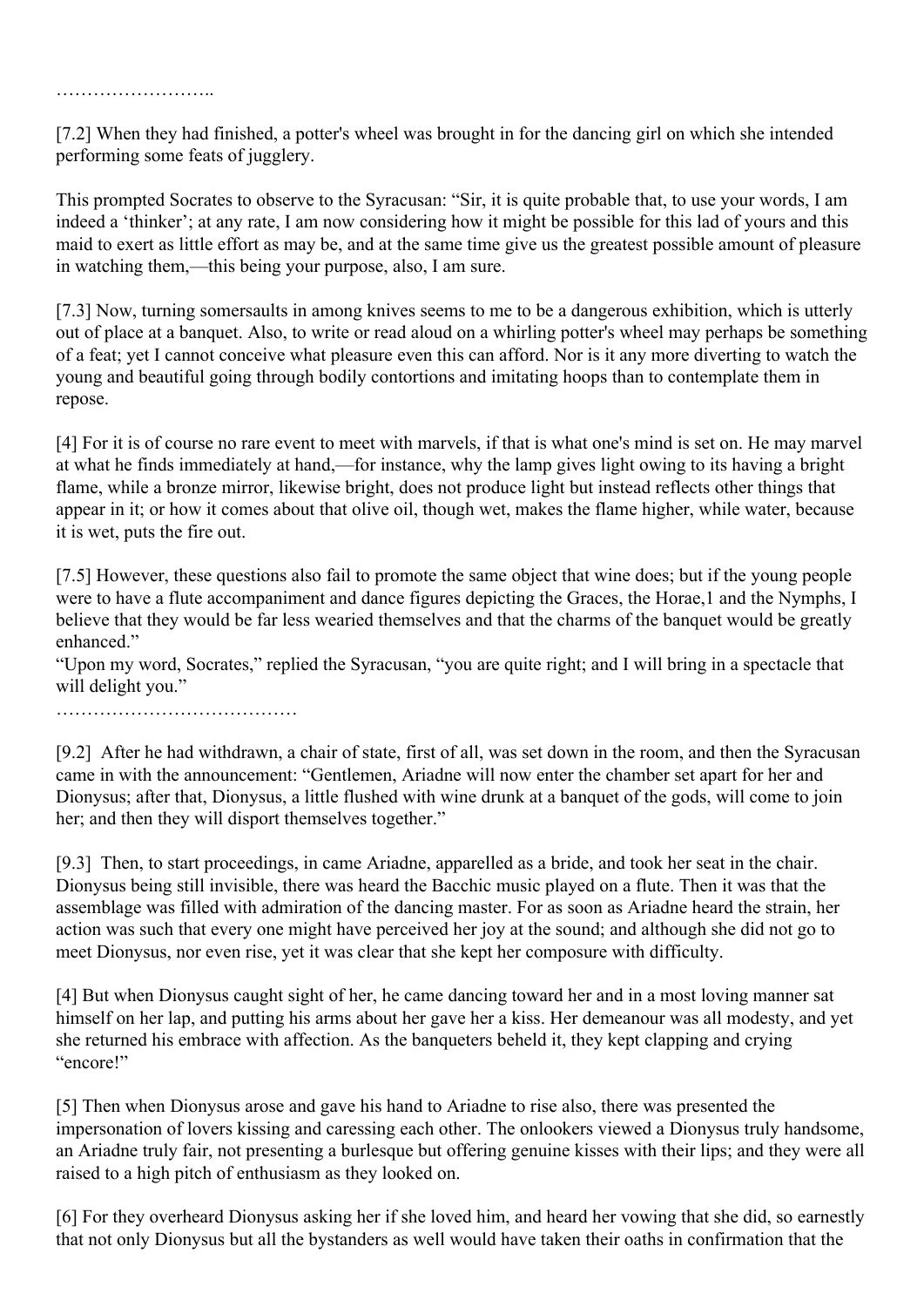……………………..

[7.2] When they had finished, a potter's wheel was brought in for the dancing girl on which she intended performing some feats of jugglery.

This prompted Socrates to observe to the Syracusan: "Sir, it is quite probable that, to use your words, I am indeed a 'thinker'; at any rate, I am now considering how it might be possible for this lad of yours and this maid to exert as little effort as may be, and at the same time give us the greatest possible amount of pleasure in watching them,—this being your purpose, also, I am sure.

[7.3] Now, turning somersaults in among knives seems to me to be a dangerous exhibition, which is utterly out of place at a banquet. Also, to write or read aloud on a whirling potter's wheel may perhaps be something of a feat; yet I cannot conceive what pleasure even this can afford. Nor is it any more diverting to watch the young and beautiful going through bodily contortions and imitating hoops than to contemplate them in repose.

[4] For it is of course no rare event to meet with marvels, if that is what one's mind is set on. He may marvel at what he finds immediately at hand,—for instance, why the lamp gives light owing to its having a bright flame, while a bronze mirror, likewise bright, does not produce light but instead reflects other things that appear in it; or how it comes about that olive oil, though wet, makes the flame higher, while water, because it is wet, puts the fire out.

[7.5] However, these questions also fail to promote the same object that wine does; but if the young people were to have a flute accompaniment and dance figures depicting the Graces, the Horae,1 and the Nymphs, I believe that they would be far less wearied themselves and that the charms of the banquet would be greatly enhanced."

"Upon my word, Socrates," replied the Syracusan, "you are quite right; and I will bring in a spectacle that will delight you."

…………………………………

[9.2] After he had withdrawn, a chair of state, first of all, was set down in the room, and then the Syracusan came in with the announcement: "Gentlemen, Ariadne will now enter the chamber set apart for her and Dionysus; after that, Dionysus, a little flushed with wine drunk at a banquet of the gods, will come to join her; and then they will disport themselves together."

[9.3] Then, to start proceedings, in came Ariadne, apparelled as a bride, and took her seat in the chair. Dionysus being still invisible, there was heard the Bacchic music played on a flute. Then it was that the assemblage was filled with admiration of the dancing master. For as soon as Ariadne heard the strain, her action was such that every one might have perceived her joy at the sound; and although she did not go to meet Dionysus, nor even rise, yet it was clear that she kept her composure with difficulty.

[4] But when Dionysus caught sight of her, he came dancing toward her and in a most loving manner sat himself on her lap, and putting his arms about her gave her a kiss. Her demeanour was all modesty, and yet she returned his embrace with affection. As the banqueters beheld it, they kept clapping and crying "encore!"

[5] Then when Dionysus arose and gave his hand to Ariadne to rise also, there was presented the impersonation of lovers kissing and caressing each other. The onlookers viewed a Dionysus truly handsome, an Ariadne truly fair, not presenting a burlesque but offering genuine kisses with their lips; and they were all raised to a high pitch of enthusiasm as they looked on.

[6] For they overheard Dionysus asking her if she loved him, and heard her vowing that she did, so earnestly that not only Dionysus but all the bystanders as well would have taken their oaths in confirmation that the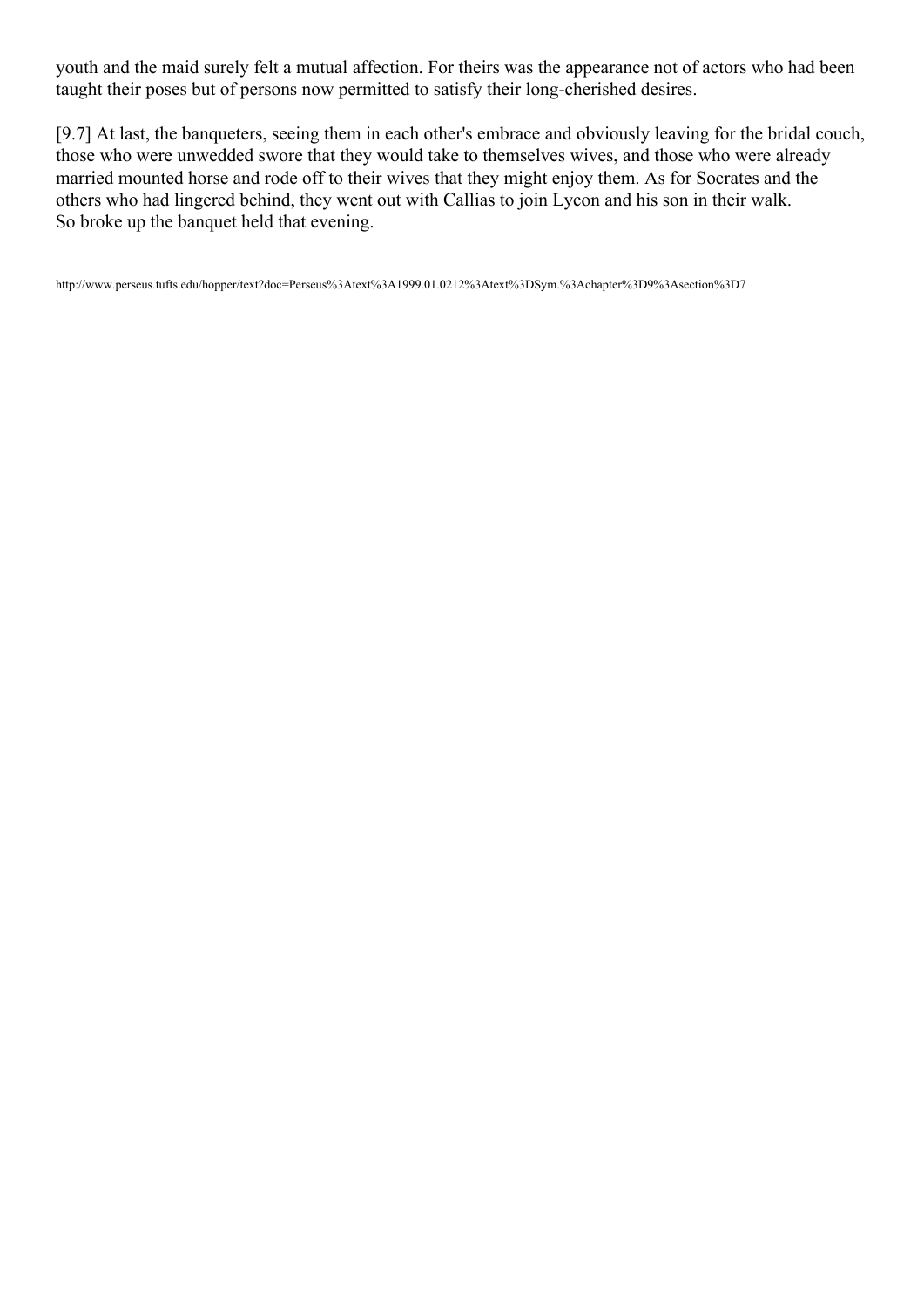youth and the maid surely felt a mutual affection. For theirs was the appearance not of actors who had been taught their poses but of persons now permitted to satisfy their long-cherished desires.

[9.7] At last, the banqueters, seeing them in each other's embrace and obviously leaving for the bridal couch, those who were unwedded swore that they would take to themselves wives, and those who were already married mounted horse and rode off to their wives that they might enjoy them. As for Socrates and the others who had lingered behind, they went out with Callias to join Lycon and his son in their walk.
So broke up the banquet held that evening.

http://www.perseus.tufts.edu/hopper/text?doc=Perseus%3Atext%3A1999.01.0212%3Atext%3DSym.%3Achapter%3D9%3Asection%3D7